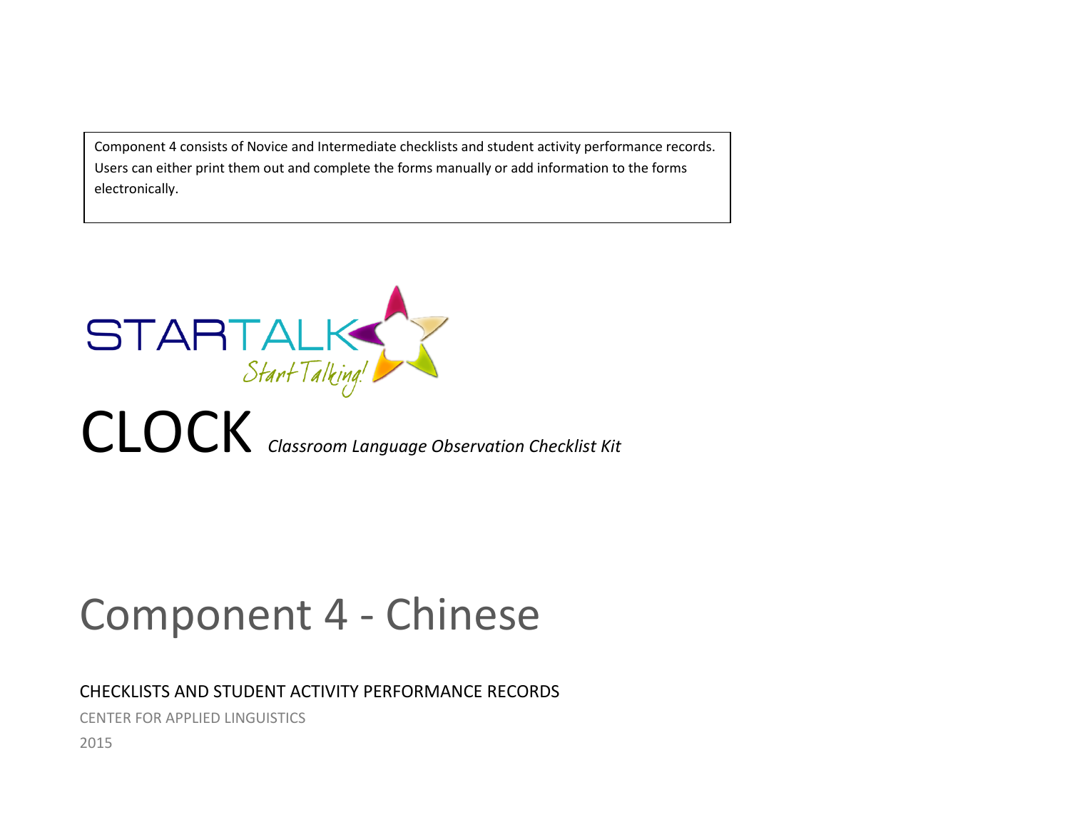Component 4 consists of Novice and Intermediate checklists and student activity performance records. Users can either print them out and complete the forms manually or add information to the forms electronically.

STARTALK

*Start Talking!*

# CLOCK *Classroom Language Observation Checklist Kit*

# Component 4 - Chinese

## CHECKLISTS AND STUDENT ACTIVITY PERFORMANCE RECORDS

CENTER FOR APPLIED LINGUISTICS

2015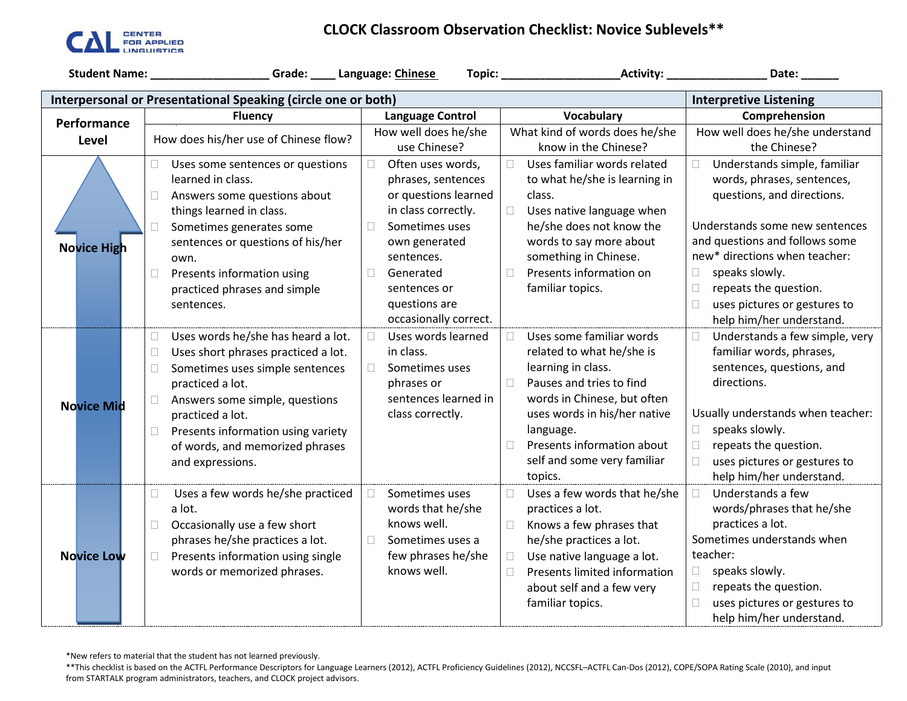**CENTER FOR APPLIED LINGUISTICS**

# CLOCK Classroom Observation Checklist: Novice Sublevels**

**Student Name:** ___________________ **Grade:** ____ **Language:** Chinese **Topic:** ___________________ **Activity:** ________________ **Date:** ______

| Interpersonal or Presentational Speaking (circle one or both) | | | | Interpretive Listening |
|---|---|---|---|---|
| **Performance Level** | **Fluency** | **Language Control** | **Vocabulary** | **Comprehension** |
| | How does his/her use of Chinese flow? | How well does he/she use Chinese? | What kind of words does he/she know in the Chinese? | How well does he/she understand the Chinese? |
| **Novice High** | ☐ Uses some sentences or questions learned in class.<br>☐ Answers some questions about things learned in class.<br>☐ Sometimes generates some sentences or questions of his/her own.<br>☐ Presents information using practiced phrases and simple sentences. | ☐ Often uses words, phrases, sentences or questions learned in class correctly.<br>☐ Sometimes uses own generated sentences.<br>☐ Generated sentences or questions are occasionally correct. | ☐ Uses familiar words related to what he/she is learning in class.<br>☐ Uses native language when he/she does not know the words to say more about something in Chinese.<br>☐ Presents information on familiar topics. | ☐ Understands simple, familiar words, phrases, sentences, questions, and directions.<br><br>Understands some new sentences and questions and follows some new* directions when teacher:<br>☐ speaks slowly.<br>☐ repeats the question.<br>☐ uses pictures or gestures to help him/her understand. |
| **Novice Mid** | ☐ Uses words he/she has heard a lot.<br>☐ Uses short phrases practiced a lot.<br>☐ Sometimes uses simple sentences practiced a lot.<br>☐ Answers some simple, questions practiced a lot.<br>☐ Presents information using variety of words, and memorized phrases and expressions. | ☐ Uses words learned in class.<br>☐ Sometimes uses phrases or sentences learned in class correctly. | ☐ Uses some familiar words related to what he/she is learning in class.<br>☐ Pauses and tries to find words in Chinese, but often uses words in his/her native language.<br>☐ Presents information about self and some very familiar topics. | ☐ Understands a few simple, very familiar words, phrases, sentences, questions, and directions.<br><br>Usually understands when teacher:<br>☐ speaks slowly.<br>☐ repeats the question.<br>☐ uses pictures or gestures to help him/her understand. |
| **Novice Low** | ☐ Uses a few words he/she practiced a lot.<br>☐ Occasionally use a few short phrases he/she practices a lot.<br>☐ Presents information using single words or memorized phrases. | ☐ Sometimes uses words that he/she knows well.<br>☐ Sometimes uses a few phrases he/she knows well. | ☐ Uses a few words that he/she practices a lot.<br>☐ Knows a few phrases that he/she practices a lot.<br>☐ Use native language a lot.<br>☐ Presents limited information about self and a few very familiar topics. | ☐ Understands a few words/phrases that he/she practices a lot.<br>Sometimes understands when teacher:<br>☐ speaks slowly.<br>☐ repeats the question.<br>☐ uses pictures or gestures to help him/her understand. |

*New refers to material that the student has not learned previously.

**This checklist is based on the ACTFL Performance Descriptors for Language Learners (2012), ACTFL Proficiency Guidelines (2012), NCCSFL–ACTFL Can-Dos (2012), COPE/SOPA Rating Scale (2010), and input from STARTALK program administrators, teachers, and CLOCK project advisors.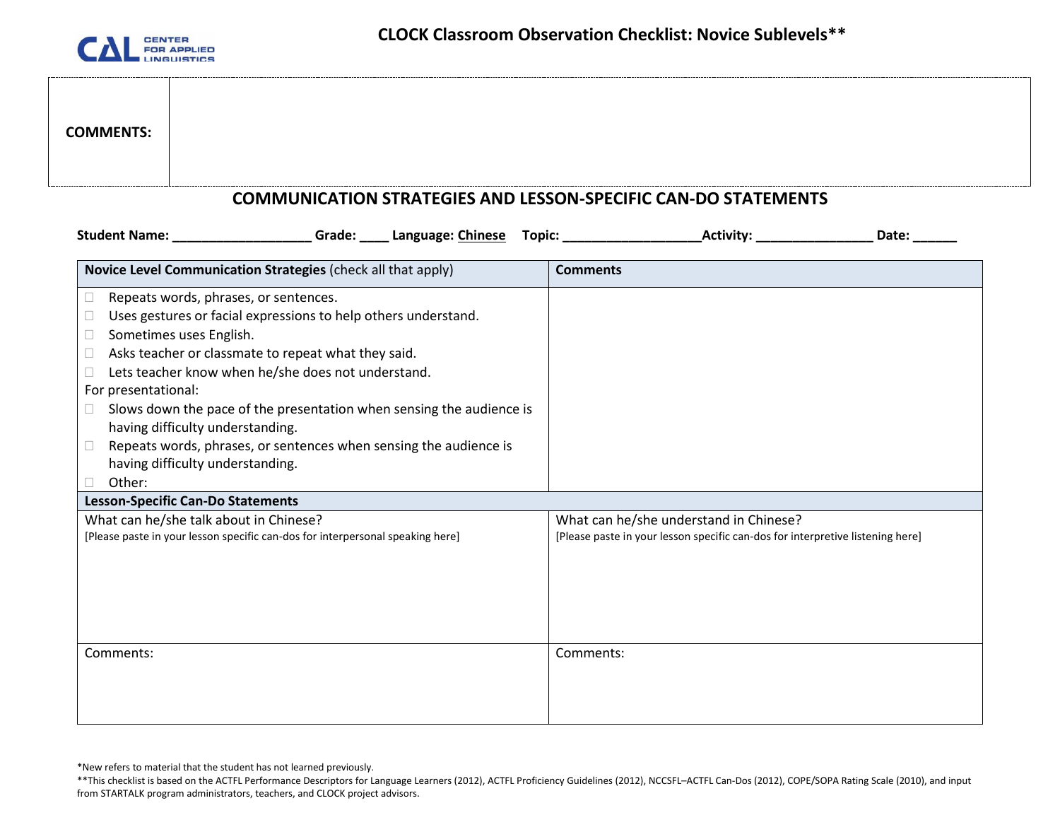CLOCK Classroom Observation Checklist: Novice Sublevels**

| COMMENTS: | |
|---|---|

## COMMUNICATION STRATEGIES AND LESSON-SPECIFIC CAN-DO STATEMENTS

**Student Name: __________________ Grade: ____ Language: Chinese Topic: __________________Activity: _______________ Date: ______**

| **Novice Level Communication Strategies** (check all that apply) | **Comments** |
|---|---|
| ☐ Repeats words, phrases, or sentences.<br>☐ Uses gestures or facial expressions to help others understand.<br>☐ Sometimes uses English.<br>☐ Asks teacher or classmate to repeat what they said.<br>☐ Lets teacher know when he/she does not understand.<br>For presentational:<br>☐ Slows down the pace of the presentation when sensing the audience is having difficulty understanding.<br>☐ Repeats words, phrases, or sentences when sensing the audience is having difficulty understanding.<br>☐ Other: | |
| **Lesson-Specific Can-Do Statements** | |
| What can he/she talk about in Chinese?<br>[Please paste in your lesson specific can-dos for interpersonal speaking here] | What can he/she understand in Chinese?<br>[Please paste in your lesson specific can-dos for interpretive listening here] |
| Comments: | Comments: |

*New refers to material that the student has not learned previously.

**This checklist is based on the ACTFL Performance Descriptors for Language Learners (2012), ACTFL Proficiency Guidelines (2012), NCCSFL–ACTFL Can-Dos (2012), COPE/SOPA Rating Scale (2010), and input from STARTALK program administrators, teachers, and CLOCK project advisors.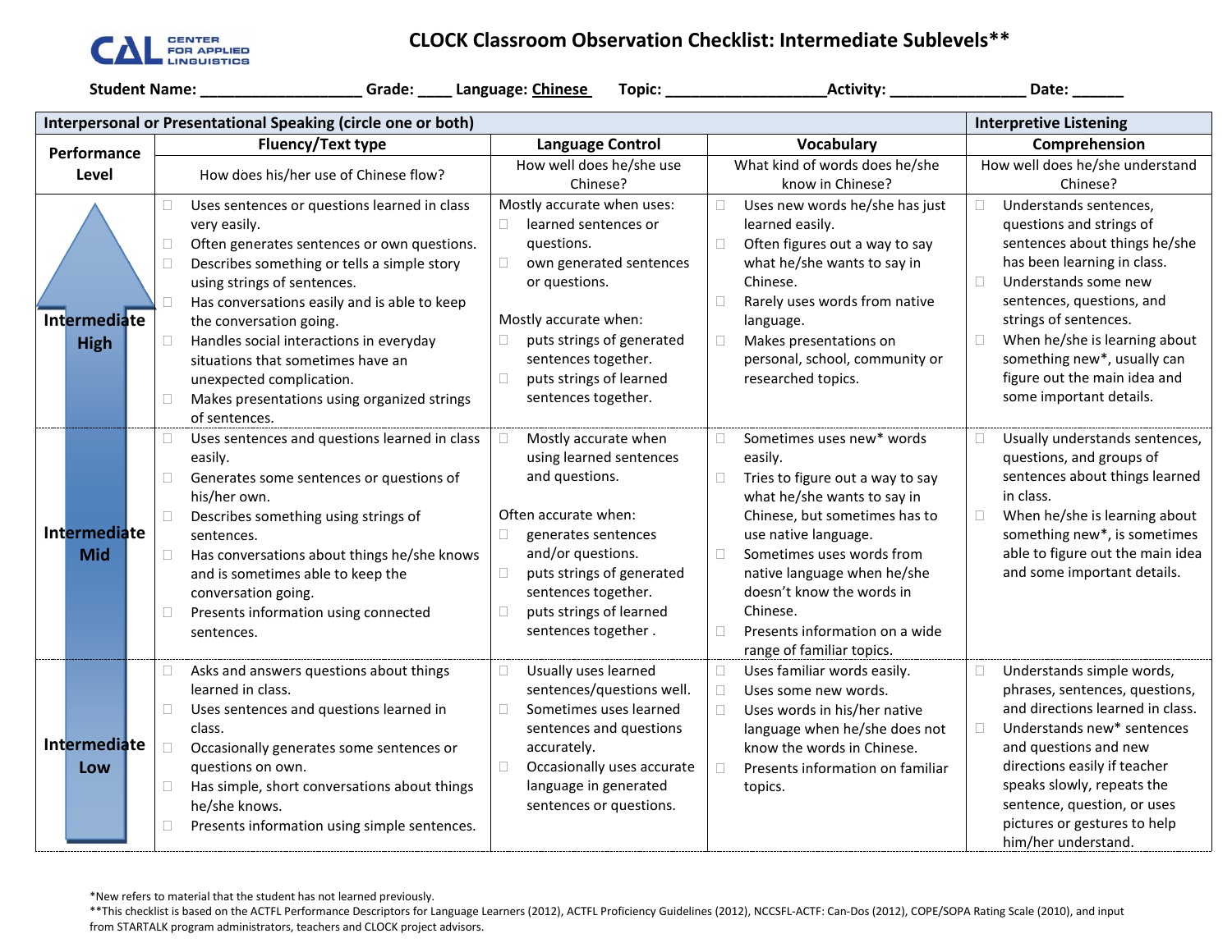CENTER FOR APPLIED LINGUISTICS

# CLOCK Classroom Observation Checklist: Intermediate Sublevels**

Student Name: ___________________ Grade: ____ Language: Chinese Topic: ___________________ Activity: ________________ Date: ______

| Interpersonal or Presentational Speaking (circle one or both) | | | | Interpretive Listening |
|---|---|---|---|---|
| **Performance Level** | **Fluency/Text type**<br>How does his/her use of Chinese flow? | **Language Control**<br>How well does he/she use Chinese? | **Vocabulary**<br>What kind of words does he/she know in Chinese? | **Comprehension**<br>How well does he/she understand Chinese? |
| **Intermediate High** | ☐ Uses sentences or questions learned in class very easily.<br>☐ Often generates sentences or own questions.<br>☐ Describes something or tells a simple story using strings of sentences.<br>☐ Has conversations easily and is able to keep the conversation going.<br>☐ Handles social interactions in everyday situations that sometimes have an unexpected complication.<br>☐ Makes presentations using organized strings of sentences. | Mostly accurate when uses:<br>☐ learned sentences or questions.<br>☐ own generated sentences or questions.<br><br>Mostly accurate when:<br>☐ puts strings of generated sentences together.<br>☐ puts strings of learned sentences together. | ☐ Uses new words he/she has just learned easily.<br>☐ Often figures out a way to say what he/she wants to say in Chinese.<br>☐ Rarely uses words from native language.<br>☐ Makes presentations on personal, school, community or researched topics. | ☐ Understands sentences, questions and strings of sentences about things he/she has been learning in class.<br>☐ Understands some new sentences, questions, and strings of sentences.<br>☐ When he/she is learning about something new*, usually can figure out the main idea and some important details. |
| **Intermediate Mid** | ☐ Uses sentences and questions learned in class easily.<br>☐ Generates some sentences or questions of his/her own.<br>☐ Describes something using strings of sentences.<br>☐ Has conversations about things he/she knows and is sometimes able to keep the conversation going.<br>☐ Presents information using connected sentences. | ☐ Mostly accurate when using learned sentences and questions.<br><br>Often accurate when:<br>☐ generates sentences and/or questions.<br>☐ puts strings of generated sentences together.<br>☐ puts strings of learned sentences together . | ☐ Sometimes uses new* words easily.<br>☐ Tries to figure out a way to say what he/she wants to say in Chinese, but sometimes has to use native language.<br>☐ Sometimes uses words from native language when he/she doesn't know the words in Chinese.<br>☐ Presents information on a wide range of familiar topics. | ☐ Usually understands sentences, questions, and groups of sentences about things learned in class.<br>☐ When he/she is learning about something new*, is sometimes able to figure out the main idea and some important details. |
| **Intermediate Low** | ☐ Asks and answers questions about things learned in class.<br>☐ Uses sentences and questions learned in class.<br>☐ Occasionally generates some sentences or questions on own.<br>☐ Has simple, short conversations about things he/she knows.<br>☐ Presents information using simple sentences. | ☐ Usually uses learned sentences/questions well.<br>☐ Sometimes uses learned sentences and questions accurately.<br>☐ Occasionally uses accurate language in generated sentences or questions. | ☐ Uses familiar words easily.<br>☐ Uses some new words.<br>☐ Uses words in his/her native language when he/she does not know the words in Chinese.<br>☐ Presents information on familiar topics. | ☐ Understands simple words, phrases, sentences, questions, and directions learned in class.<br>☐ Understands new* sentences and questions and new directions easily if teacher speaks slowly, repeats the sentence, question, or uses pictures or gestures to help him/her understand. |

*New refers to material that the student has not learned previously.
**This checklist is based on the ACTFL Performance Descriptors for Language Learners (2012), ACTFL Proficiency Guidelines (2012), NCCSFL-ACTF: Can-Dos (2012), COPE/SOPA Rating Scale (2010), and input from STARTALK program administrators, teachers and CLOCK project advisors.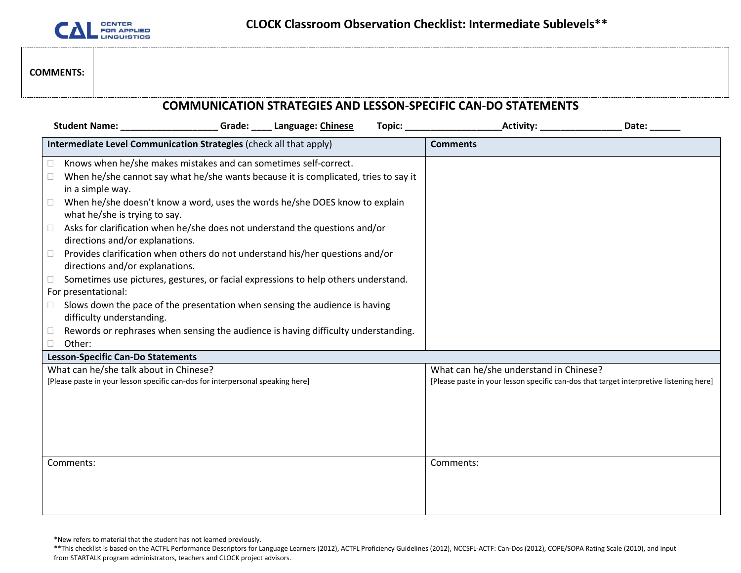CENTER FOR APPLIED LINGUISTICS

# CLOCK Classroom Observation Checklist: Intermediate Sublevels**

| COMMENTS: | |
|---|---|

## COMMUNICATION STRATEGIES AND LESSON-SPECIFIC CAN-DO STATEMENTS

**Student Name:** ___________________ **Grade:** ____ **Language:** Chinese **Topic:** __________________**Activity:** ________________ **Date:** ______

| **Intermediate Level Communication Strategies** (check all that apply) | **Comments** |
|---|---|
| ☐ Knows when he/she makes mistakes and can sometimes self-correct.<br>☐ When he/she cannot say what he/she wants because it is complicated, tries to say it in a simple way.<br>☐ When he/she doesn't know a word, uses the words he/she DOES know to explain what he/she is trying to say.<br>☐ Asks for clarification when he/she does not understand the questions and/or directions and/or explanations.<br>☐ Provides clarification when others do not understand his/her questions and/or directions and/or explanations.<br>☐ Sometimes use pictures, gestures, or facial expressions to help others understand.<br>For presentational:<br>☐ Slows down the pace of the presentation when sensing the audience is having difficulty understanding.<br>☐ Rewords or rephrases when sensing the audience is having difficulty understanding.<br>☐ Other: | |
| **Lesson-Specific Can-Do Statements** | |
| What can he/she talk about in Chinese?<br>[Please paste in your lesson specific can-dos for interpersonal speaking here] | What can he/she understand in Chinese?<br>[Please paste in your lesson specific can-dos that target interpretive listening here] |
| Comments: | Comments: |

*New refers to material that the student has not learned previously.

**This checklist is based on the ACTFL Performance Descriptors for Language Learners (2012), ACTFL Proficiency Guidelines (2012), NCCSFL-ACTF: Can-Dos (2012), COPE/SOPA Rating Scale (2010), and input from STARTALK program administrators, teachers and CLOCK project advisors.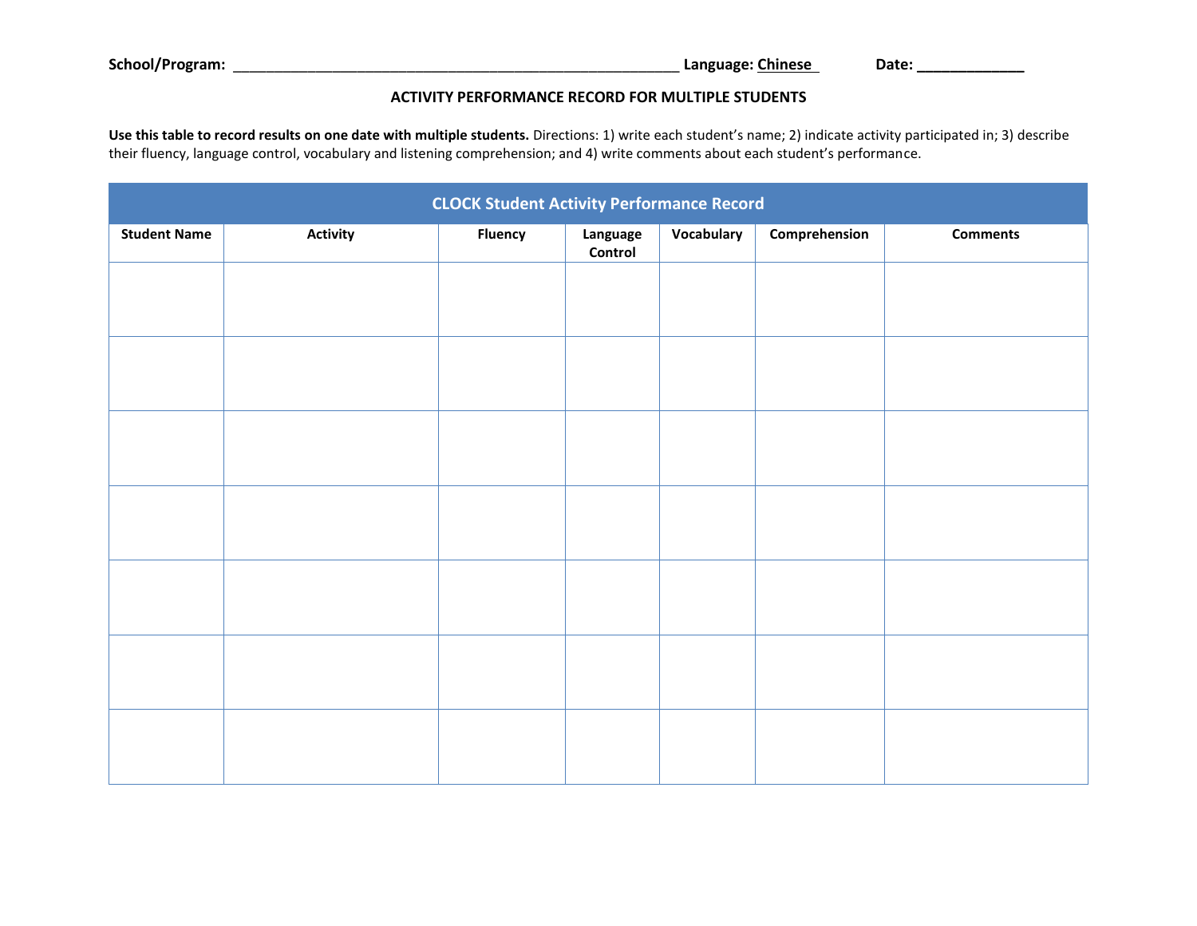**School/Program:** _______________________________________________________ **Language:** Chinese **Date:** _____________

**ACTIVITY PERFORMANCE RECORD FOR MULTIPLE STUDENTS**

**Use this table to record results on one date with multiple students.** Directions: 1) write each student's name; 2) indicate activity participated in; 3) describe their fluency, language control, vocabulary and listening comprehension; and 4) write comments about each student's performance.

**CLOCK Student Activity Performance Record**

| Student Name | Activity | Fluency | Language Control | Vocabulary | Comprehension | Comments |
|---|---|---|---|---|---|---|
| | | | | | | |
| | | | | | | |
| | | | | | | |
| | | | | | | |
| | | | | | | |
| | | | | | | |
| | | | | | | |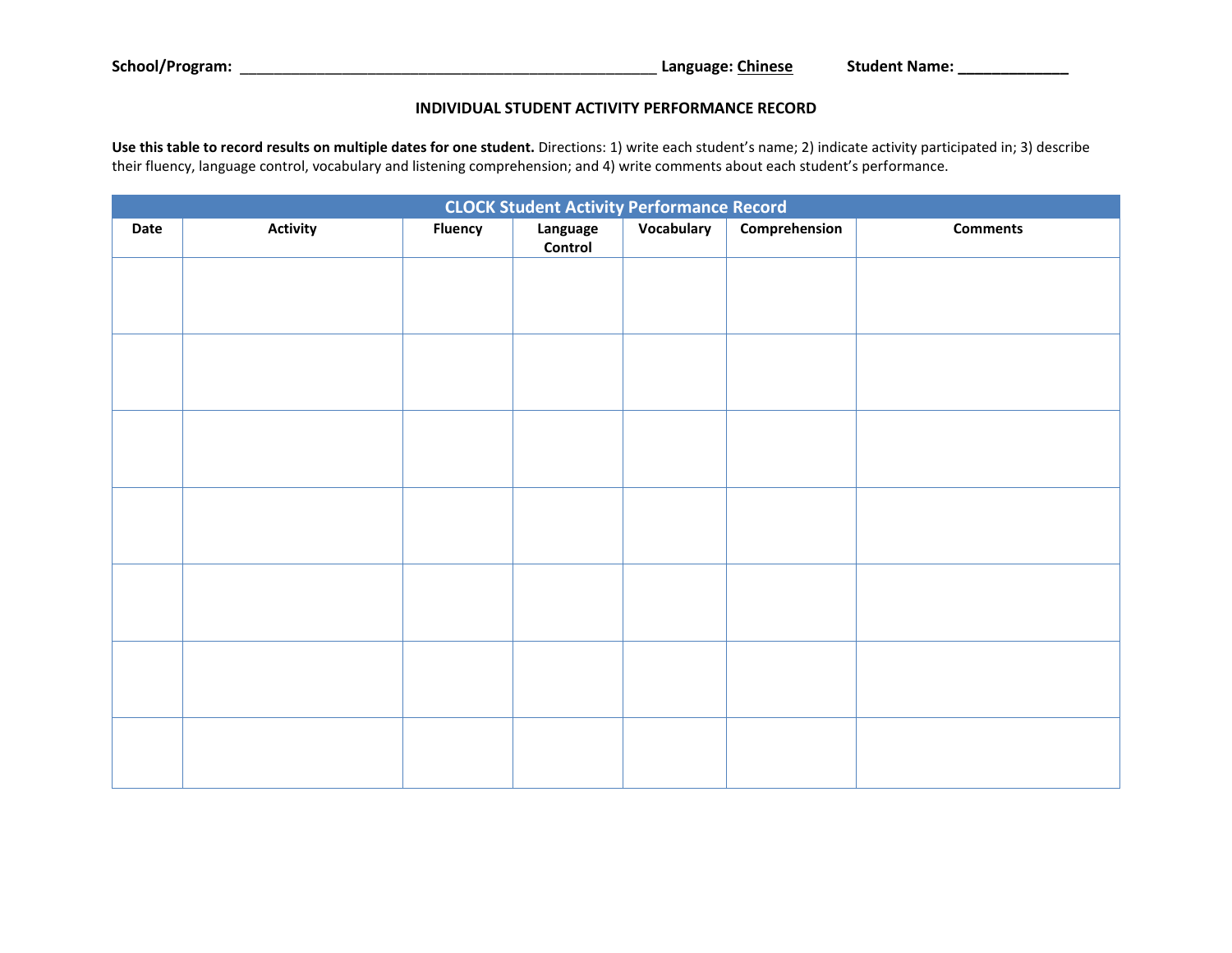**School/Program:** ___________________________________________________ **Language:** Chinese **Student Name:** _____________

**INDIVIDUAL STUDENT ACTIVITY PERFORMANCE RECORD**

**Use this table to record results on multiple dates for one student.** Directions: 1) write each student's name; 2) indicate activity participated in; 3) describe their fluency, language control, vocabulary and listening comprehension; and 4) write comments about each student's performance.

| CLOCK Student Activity Performance Record | | | | | | |
|---|---|---|---|---|---|---|
| **Date** | **Activity** | **Fluency** | **Language Control** | **Vocabulary** | **Comprehension** | **Comments** |
| | | | | | | |
| | | | | | | |
| | | | | | | |
| | | | | | | |
| | | | | | | |
| | | | | | | |
| | | | | | | |